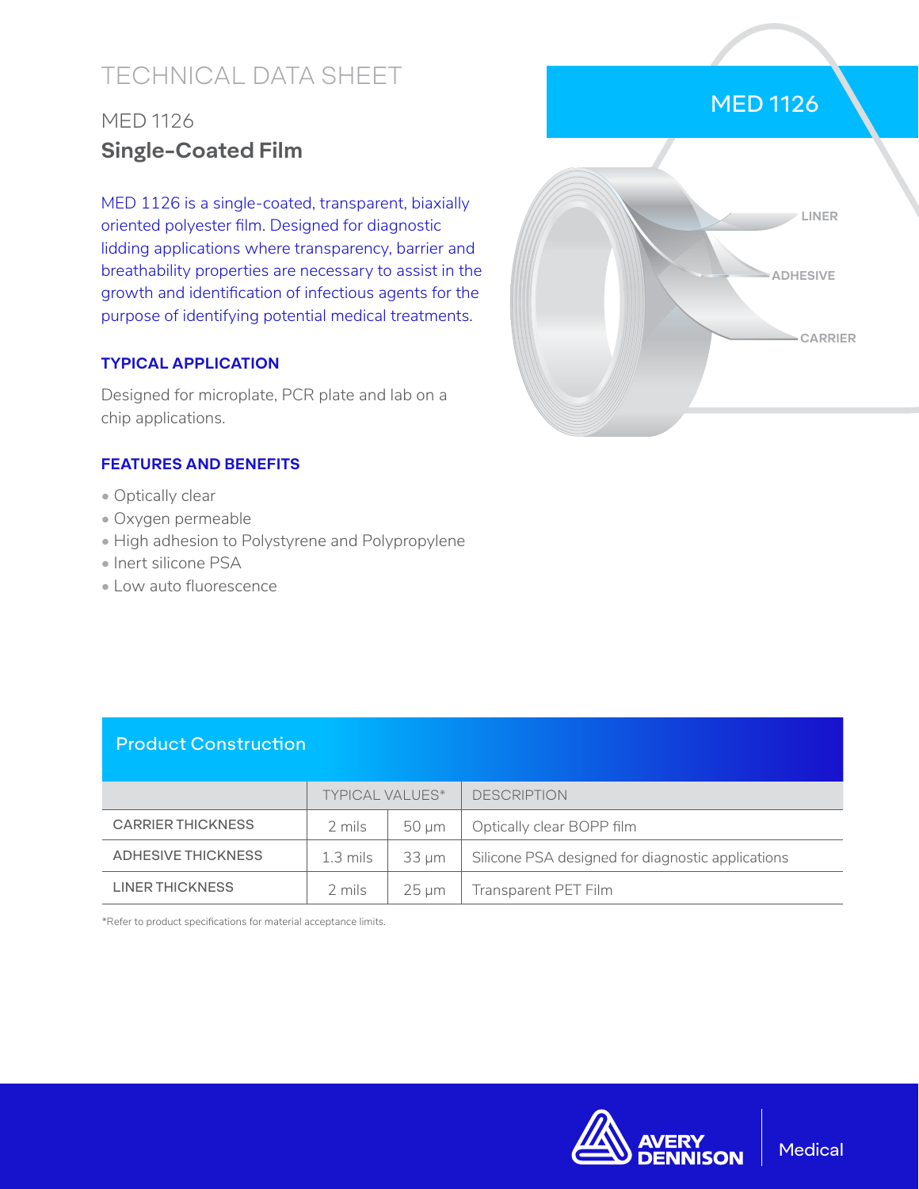# TECHNICAL DATA SHEET

## MED 1126

## Single-Coated Film

MED 1126 is a single-coated, transparent, biaxially oriented polyester film. Designed for diagnostic lidding applications where transparency, barrier and breathability properties are necessary to assist in the growth and identification of infectious agents for the purpose of identifying potential medical treatments.

### TYPICAL APPLICATION

Designed for microplate, PCR plate and lab on a chip applications.

### FEATURES AND BENEFITS

- Optically clear
- Oxygen permeable
- High adhesion to Polystyrene and Polypropylene
- Inert silicone PSA
- Low auto fluorescence

MED 1126

LINER

ADHESIVE

CARRIER

## Product Construction

| | TYPICAL VALUES* | | DESCRIPTION |
|---|---|---|---|
| CARRIER THICKNESS | 2 mils | 50 µm | Optically clear BOPP film |
| ADHESIVE THICKNESS | 1.3 mils | 33 µm | Silicone PSA designed for diagnostic applications |
| LINER THICKNESS | 2 mils | 25 µm | Transparent PET Film |

*Refer to product specifications for material acceptance limits.

AVERY DENNISON | Medical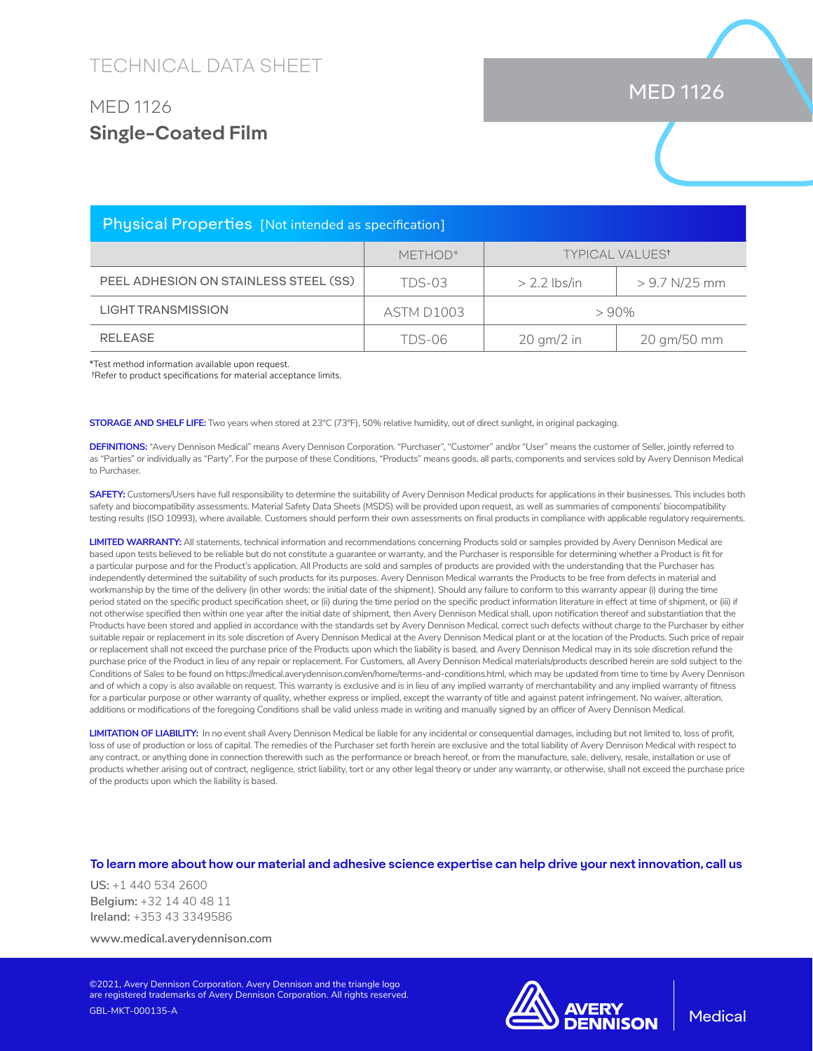# TECHNICAL DATA SHEET

## MED 1126

## Single-Coated Film

MED 1126

| Physical Properties [Not intended as specification] | | | |
|---|---|---|---|
| | METHOD* | TYPICAL VALUES† | |
| PEEL ADHESION ON STAINLESS STEEL (SS) | TDS-03 | > 2.2 lbs/in | > 9.7 N/25 mm |
| LIGHT TRANSMISSION | ASTM D1003 | > 90% | |
| RELEASE | TDS-06 | 20 gm/2 in | 20 gm/50 mm |

*Test method information available upon request.
†Refer to product specifications for material acceptance limits.

**STORAGE AND SHELF LIFE:** Two years when stored at 23°C (73°F), 50% relative humidity, out of direct sunlight, in original packaging.

**DEFINITIONS:** "Avery Dennison Medical" means Avery Dennison Corporation. "Purchaser", "Customer" and/or "User" means the customer of Seller, jointly referred to as "Parties" or individually as "Party". For the purpose of these Conditions, "Products" means goods, all parts, components and services sold by Avery Dennison Medical to Purchaser.

**SAFETY:** Customers/Users have full responsibility to determine the suitability of Avery Dennison Medical products for applications in their businesses. This includes both safety and biocompatibility assessments. Material Safety Data Sheets (MSDS) will be provided upon request, as well as summaries of components' biocompatibility testing results (ISO 10993), where available. Customers should perform their own assessments on final products in compliance with applicable regulatory requirements.

**LIMITED WARRANTY:** All statements, technical information and recommendations concerning Products sold or samples provided by Avery Dennison Medical are based upon tests believed to be reliable but do not constitute a guarantee or warranty, and the Purchaser is responsible for determining whether a Product is fit for a particular purpose and for the Product's application. All Products are sold and samples of products are provided with the understanding that the Purchaser has independently determined the suitability of such products for its purposes. Avery Dennison Medical warrants the Products to be free from defects in material and workmanship by the time of the delivery (in other words: the initial date of the shipment). Should any failure to conform to this warranty appear (i) during the time period stated on the specific product specification sheet, or (ii) during the time period on the specific product information literature in effect at time of shipment, or (iii) if not otherwise specified then within one year after the initial date of shipment, then Avery Dennison Medical shall, upon notification thereof and substantiation that the Products have been stored and applied in accordance with the standards set by Avery Dennison Medical, correct such defects without charge to the Purchaser by either suitable repair or replacement in its sole discretion of Avery Dennison Medical at the Avery Dennison Medical plant or at the location of the Products. Such price of repair or replacement shall not exceed the purchase price of the Products upon which the liability is based, and Avery Dennison Medical may in its sole discretion refund the purchase price of the Product in lieu of any repair or replacement. For Customers, all Avery Dennison Medical materials/products described herein are sold subject to the Conditions of Sales to be found on https://medical.averydennison.com/en/home/terms-and-conditions.html, which may be updated from time to time by Avery Dennison and of which a copy is also available on request. This warranty is exclusive and is in lieu of any implied warranty of merchantability and any implied warranty of fitness for a particular purpose or other warranty of quality, whether express or implied, except the warranty of title and against patent infringement. No waiver, alteration, additions or modifications of the foregoing Conditions shall be valid unless made in writing and manually signed by an officer of Avery Dennison Medical.

**LIMITATION OF LIABILITY:** In no event shall Avery Dennison Medical be liable for any incidental or consequential damages, including but not limited to, loss of profit, loss of use of production or loss of capital. The remedies of the Purchaser set forth herein are exclusive and the total liability of Avery Dennison Medical with respect to any contract, or anything done in connection therewith such as the performance or breach hereof, or from the manufacture, sale, delivery, resale, installation or use of products whether arising out of contract, negligence, strict liability, tort or any other legal theory or under any warranty, or otherwise, shall not exceed the purchase price of the products upon which the liability is based.

**To learn more about how our material and adhesive science expertise can help drive your next innovation, call us**

**US:** +1 440 534 2600
**Belgium:** +32 14 40 48 11
**Ireland:** +353 43 3349586

www.medical.averydennison.com

©2021, Avery Dennison Corporation. Avery Dennison and the triangle logo are registered trademarks of Avery Dennison Corporation. All rights reserved.
GBL-MKT-000135-A

AVERY DENNISON | Medical